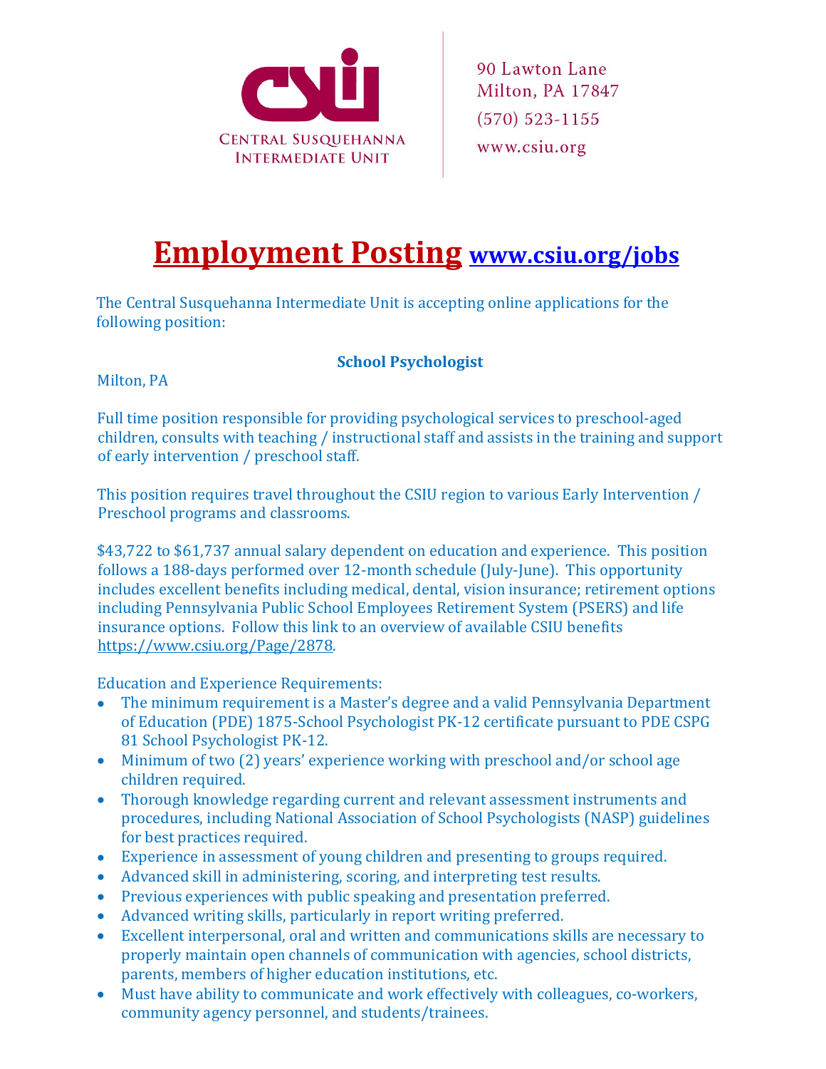Central Susquehanna Intermediate Unit

90 Lawton Lane
Milton, PA 17847
(570) 523-1155
www.csiu.org

# Employment Posting www.csiu.org/jobs

The Central Susquehanna Intermediate Unit is accepting online applications for the following position:

**School Psychologist**

Milton, PA

Full time position responsible for providing psychological services to preschool-aged children, consults with teaching / instructional staff and assists in the training and support of early intervention / preschool staff.

This position requires travel throughout the CSIU region to various Early Intervention / Preschool programs and classrooms.

$43,722 to $61,737 annual salary dependent on education and experience. This position follows a 188-days performed over 12-month schedule (July-June). This opportunity includes excellent benefits including medical, dental, vision insurance; retirement options including Pennsylvania Public School Employees Retirement System (PSERS) and life insurance options. Follow this link to an overview of available CSIU benefits https://www.csiu.org/Page/2878.

Education and Experience Requirements:

- The minimum requirement is a Master's degree and a valid Pennsylvania Department of Education (PDE) 1875-School Psychologist PK-12 certificate pursuant to PDE CSPG 81 School Psychologist PK-12.
- Minimum of two (2) years' experience working with preschool and/or school age children required.
- Thorough knowledge regarding current and relevant assessment instruments and procedures, including National Association of School Psychologists (NASP) guidelines for best practices required.
- Experience in assessment of young children and presenting to groups required.
- Advanced skill in administering, scoring, and interpreting test results.
- Previous experiences with public speaking and presentation preferred.
- Advanced writing skills, particularly in report writing preferred.
- Excellent interpersonal, oral and written and communications skills are necessary to properly maintain open channels of communication with agencies, school districts, parents, members of higher education institutions, etc.
- Must have ability to communicate and work effectively with colleagues, co-workers, community agency personnel, and students/trainees.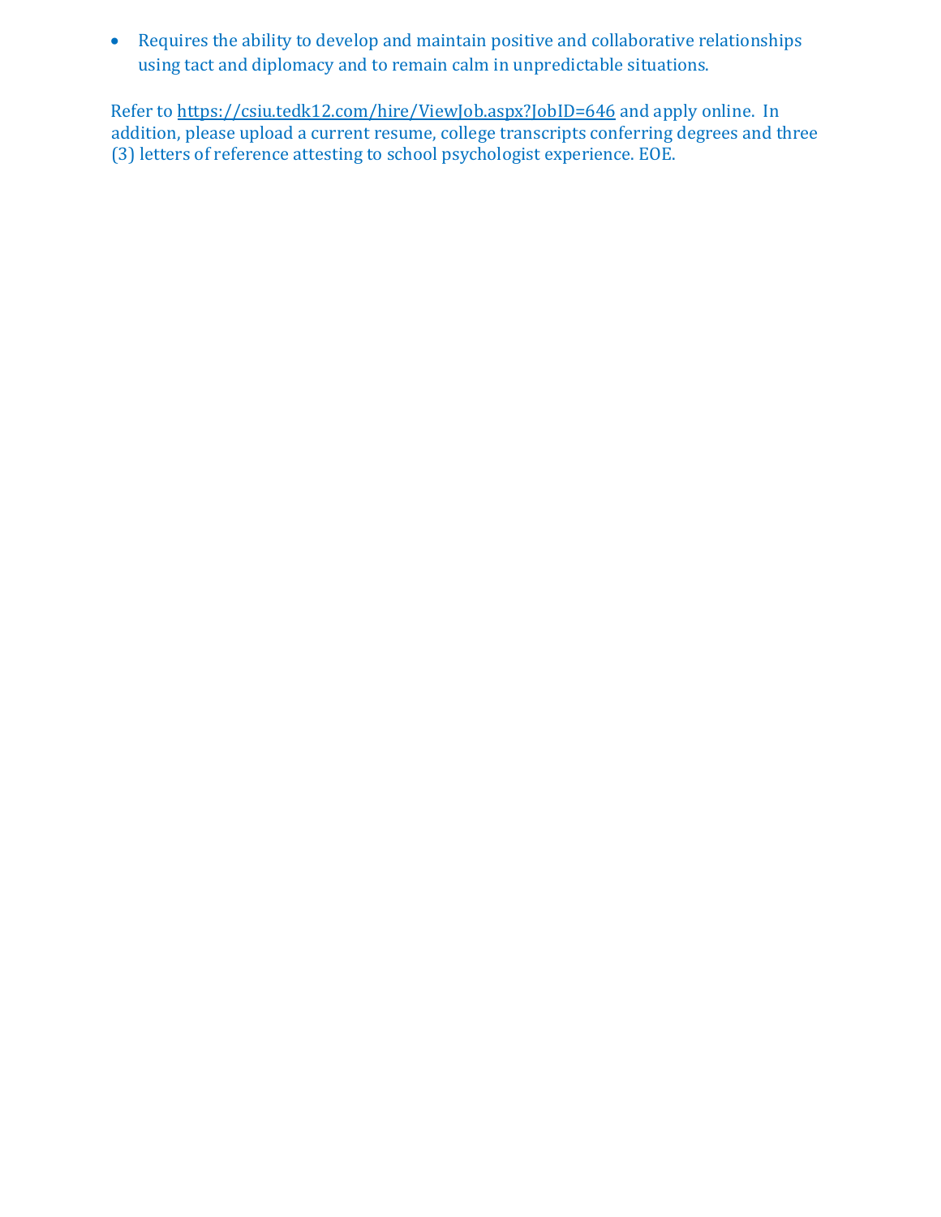- Requires the ability to develop and maintain positive and collaborative relationships using tact and diplomacy and to remain calm in unpredictable situations.

Refer to https://csiu.tedk12.com/hire/ViewJob.aspx?JobID=646 and apply online. In addition, please upload a current resume, college transcripts conferring degrees and three (3) letters of reference attesting to school psychologist experience. EOE.